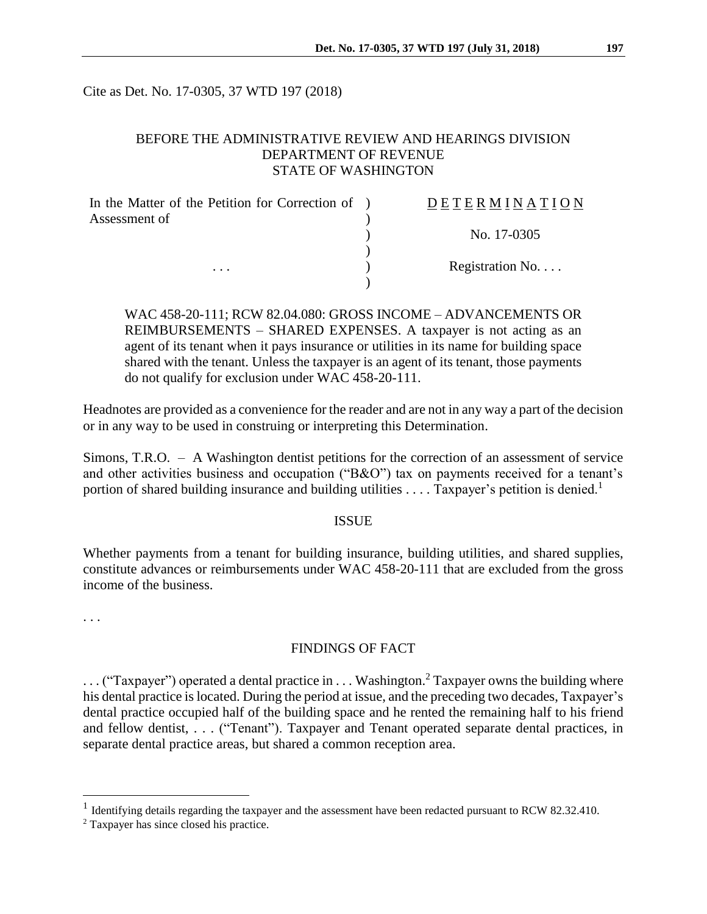Cite as Det. No. 17-0305, 37 WTD 197 (2018)

BEFORE THE ADMINISTRATIVE REVIEW AND HEARINGS DIVISION
DEPARTMENT OF REVENUE
STATE OF WASHINGTON

| In the Matter of the Petition for Correction of Assessment of | ) | DETERMINATION |
|---|---|---|
| | ) | |
| | ) | No. 17-0305 |
| | ) | |
| . . . | ) | Registration No. . . . |
| | ) | |

WAC 458-20-111; RCW 82.04.080: GROSS INCOME – ADVANCEMENTS OR REIMBURSEMENTS – SHARED EXPENSES. A taxpayer is not acting as an agent of its tenant when it pays insurance or utilities in its name for building space shared with the tenant. Unless the taxpayer is an agent of its tenant, those payments do not qualify for exclusion under WAC 458-20-111.

Headnotes are provided as a convenience for the reader and are not in any way a part of the decision or in any way to be used in construing or interpreting this Determination.

Simons, T.R.O. – A Washington dentist petitions for the correction of an assessment of service and other activities business and occupation ("B&O") tax on payments received for a tenant's portion of shared building insurance and building utilities . . . . Taxpayer's petition is denied.[1]

## ISSUE

Whether payments from a tenant for building insurance, building utilities, and shared supplies, constitute advances or reimbursements under WAC 458-20-111 that are excluded from the gross income of the business.

. . .

## FINDINGS OF FACT

. . . ("Taxpayer") operated a dental practice in . . . Washington.[2] Taxpayer owns the building where his dental practice is located. During the period at issue, and the preceding two decades, Taxpayer's dental practice occupied half of the building space and he rented the remaining half to his friend and fellow dentist, . . . ("Tenant"). Taxpayer and Tenant operated separate dental practices, in separate dental practice areas, but shared a common reception area.

---

[1] Identifying details regarding the taxpayer and the assessment have been redacted pursuant to RCW 82.32.410.

[2] Taxpayer has since closed his practice.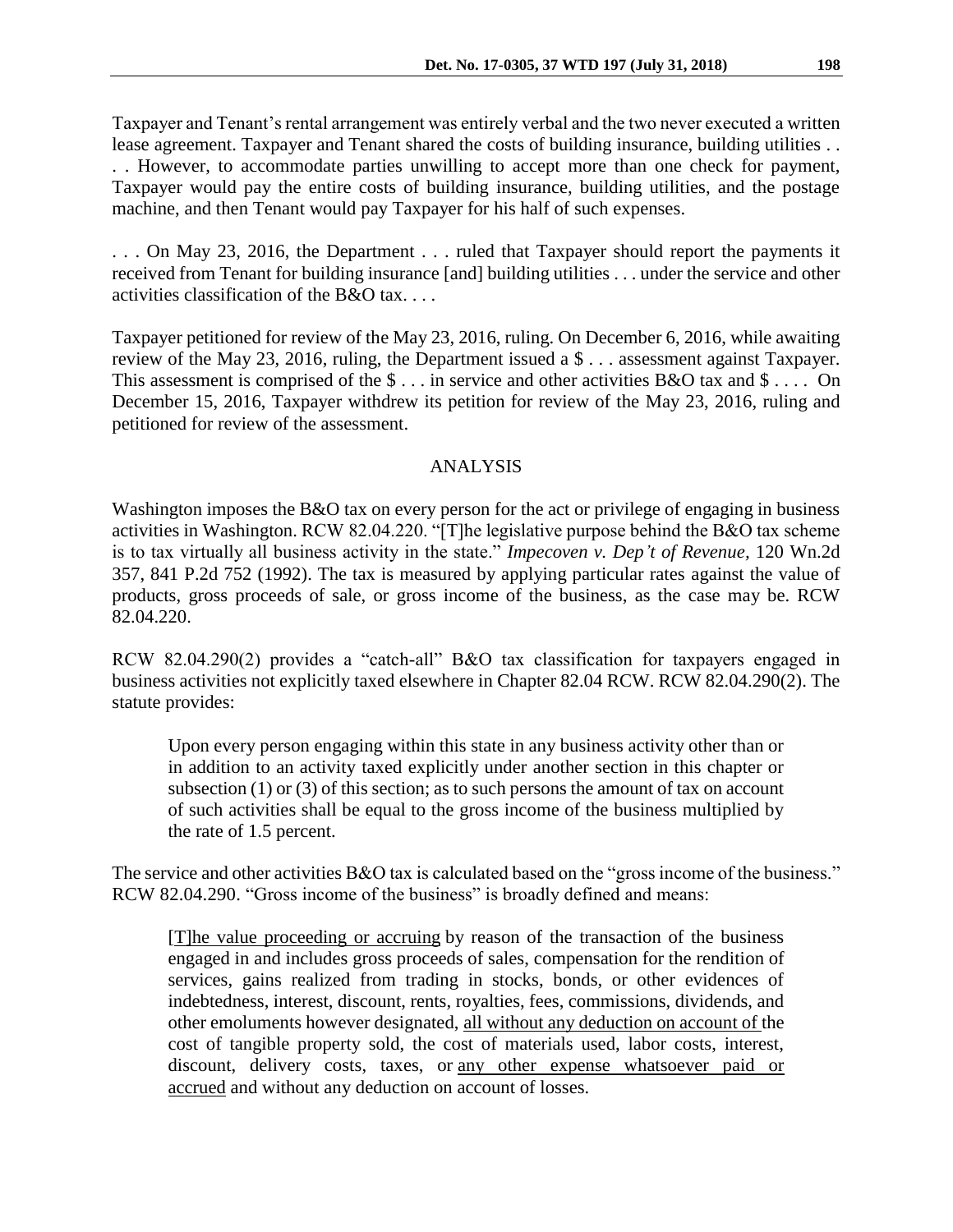Taxpayer and Tenant's rental arrangement was entirely verbal and the two never executed a written lease agreement. Taxpayer and Tenant shared the costs of building insurance, building utilities . . . . However, to accommodate parties unwilling to accept more than one check for payment, Taxpayer would pay the entire costs of building insurance, building utilities, and the postage machine, and then Tenant would pay Taxpayer for his half of such expenses.

. . . On May 23, 2016, the Department . . . ruled that Taxpayer should report the payments it received from Tenant for building insurance [and] building utilities . . . under the service and other activities classification of the B&O tax. . . .

Taxpayer petitioned for review of the May 23, 2016, ruling. On December 6, 2016, while awaiting review of the May 23, 2016, ruling, the Department issued a $ . . . assessment against Taxpayer. This assessment is comprised of the $ . . . in service and other activities B&O tax and $ . . . . On December 15, 2016, Taxpayer withdrew its petition for review of the May 23, 2016, ruling and petitioned for review of the assessment.

## ANALYSIS

Washington imposes the B&O tax on every person for the act or privilege of engaging in business activities in Washington. RCW 82.04.220. "[T]he legislative purpose behind the B&O tax scheme is to tax virtually all business activity in the state." *Impecoven v. Dep't of Revenue*, 120 Wn.2d 357, 841 P.2d 752 (1992). The tax is measured by applying particular rates against the value of products, gross proceeds of sale, or gross income of the business, as the case may be. RCW 82.04.220.

RCW 82.04.290(2) provides a "catch-all" B&O tax classification for taxpayers engaged in business activities not explicitly taxed elsewhere in Chapter 82.04 RCW. RCW 82.04.290(2). The statute provides:

> Upon every person engaging within this state in any business activity other than or in addition to an activity taxed explicitly under another section in this chapter or subsection (1) or (3) of this section; as to such persons the amount of tax on account of such activities shall be equal to the gross income of the business multiplied by the rate of 1.5 percent.

The service and other activities B&O tax is calculated based on the "gross income of the business." RCW 82.04.290. "Gross income of the business" is broadly defined and means:

> [T]he value proceeding or accruing by reason of the transaction of the business engaged in and includes gross proceeds of sales, compensation for the rendition of services, gains realized from trading in stocks, bonds, or other evidences of indebtedness, interest, discount, rents, royalties, fees, commissions, dividends, and other emoluments however designated, all without any deduction on account of the cost of tangible property sold, the cost of materials used, labor costs, interest, discount, delivery costs, taxes, or any other expense whatsoever paid or accrued and without any deduction on account of losses.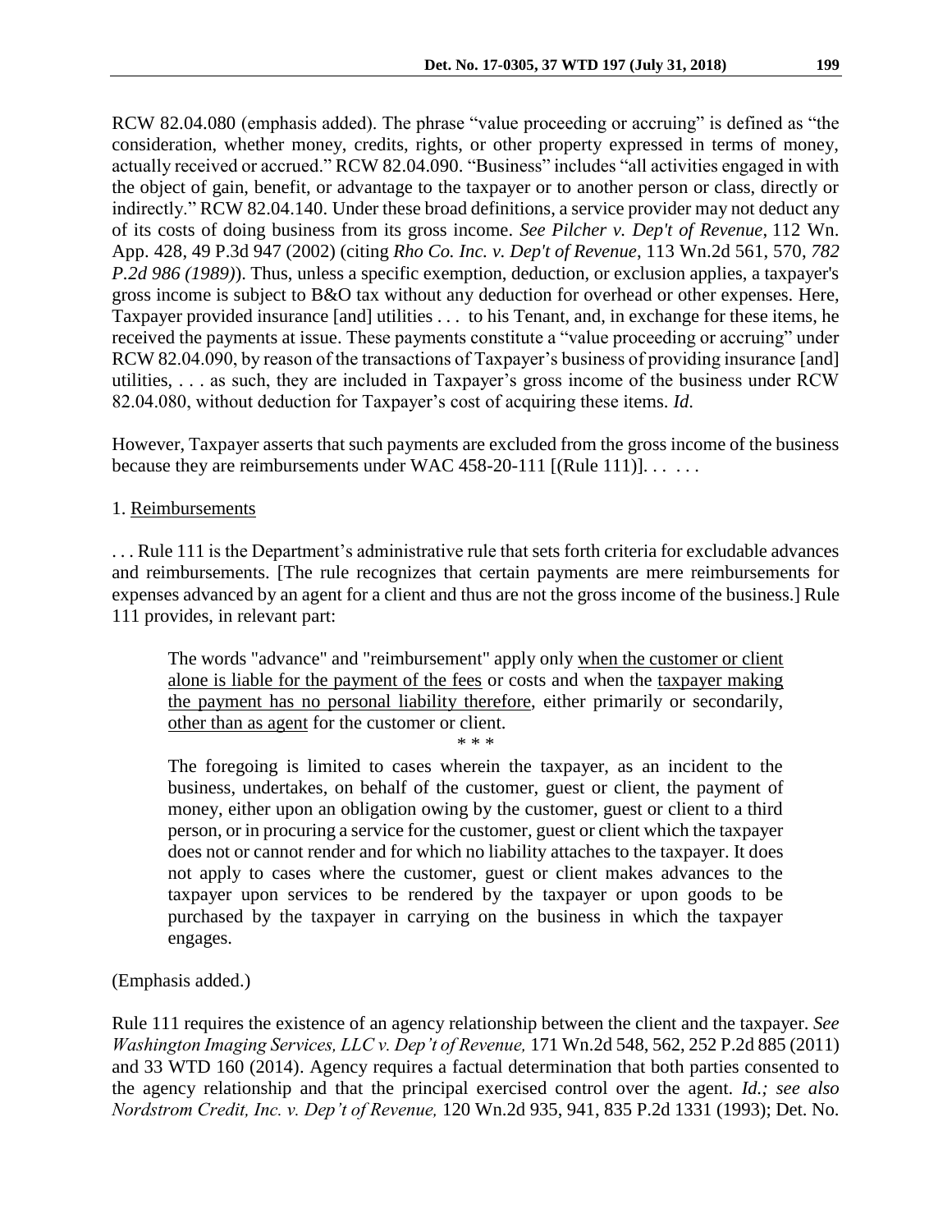RCW 82.04.080 (emphasis added). The phrase "value proceeding or accruing" is defined as "the consideration, whether money, credits, rights, or other property expressed in terms of money, actually received or accrued." RCW 82.04.090. "Business" includes "all activities engaged in with the object of gain, benefit, or advantage to the taxpayer or to another person or class, directly or indirectly." RCW 82.04.140. Under these broad definitions, a service provider may not deduct any of its costs of doing business from its gross income. *See Pilcher v. Dep't of Revenue*, 112 Wn. App. 428, 49 P.3d 947 (2002) (citing *Rho Co. Inc. v. Dep't of Revenue*, 113 Wn.2d 561, 570, *782 P.2d 986 (1989)*). Thus, unless a specific exemption, deduction, or exclusion applies, a taxpayer's gross income is subject to B&O tax without any deduction for overhead or other expenses. Here, Taxpayer provided insurance [and] utilities . . . to his Tenant, and, in exchange for these items, he received the payments at issue. These payments constitute a "value proceeding or accruing" under RCW 82.04.090, by reason of the transactions of Taxpayer's business of providing insurance [and] utilities, . . . as such, they are included in Taxpayer's gross income of the business under RCW 82.04.080, without deduction for Taxpayer's cost of acquiring these items. *Id.*

However, Taxpayer asserts that such payments are excluded from the gross income of the business because they are reimbursements under WAC 458-20-111 [(Rule 111)]. . . . . .

1. Reimbursements

. . . Rule 111 is the Department's administrative rule that sets forth criteria for excludable advances and reimbursements. [The rule recognizes that certain payments are mere reimbursements for expenses advanced by an agent for a client and thus are not the gross income of the business.] Rule 111 provides, in relevant part:

> The words "advance" and "reimbursement" apply only <u>when the customer or client alone is liable for the payment of the fees</u> or costs and when the <u>taxpayer making the payment has no personal liability therefore</u>, either primarily or secondarily, <u>other than as agent</u> for the customer or client.
>
> \* \* \*
>
> The foregoing is limited to cases wherein the taxpayer, as an incident to the business, undertakes, on behalf of the customer, guest or client, the payment of money, either upon an obligation owing by the customer, guest or client to a third person, or in procuring a service for the customer, guest or client which the taxpayer does not or cannot render and for which no liability attaches to the taxpayer. It does not apply to cases where the customer, guest or client makes advances to the taxpayer upon services to be rendered by the taxpayer or upon goods to be purchased by the taxpayer in carrying on the business in which the taxpayer engages.

(Emphasis added.)

Rule 111 requires the existence of an agency relationship between the client and the taxpayer. *See Washington Imaging Services, LLC v. Dep't of Revenue,* 171 Wn.2d 548, 562, 252 P.2d 885 (2011) and 33 WTD 160 (2014). Agency requires a factual determination that both parties consented to the agency relationship and that the principal exercised control over the agent. *Id.; see also Nordstrom Credit, Inc. v. Dep't of Revenue,* 120 Wn.2d 935, 941, 835 P.2d 1331 (1993); Det. No.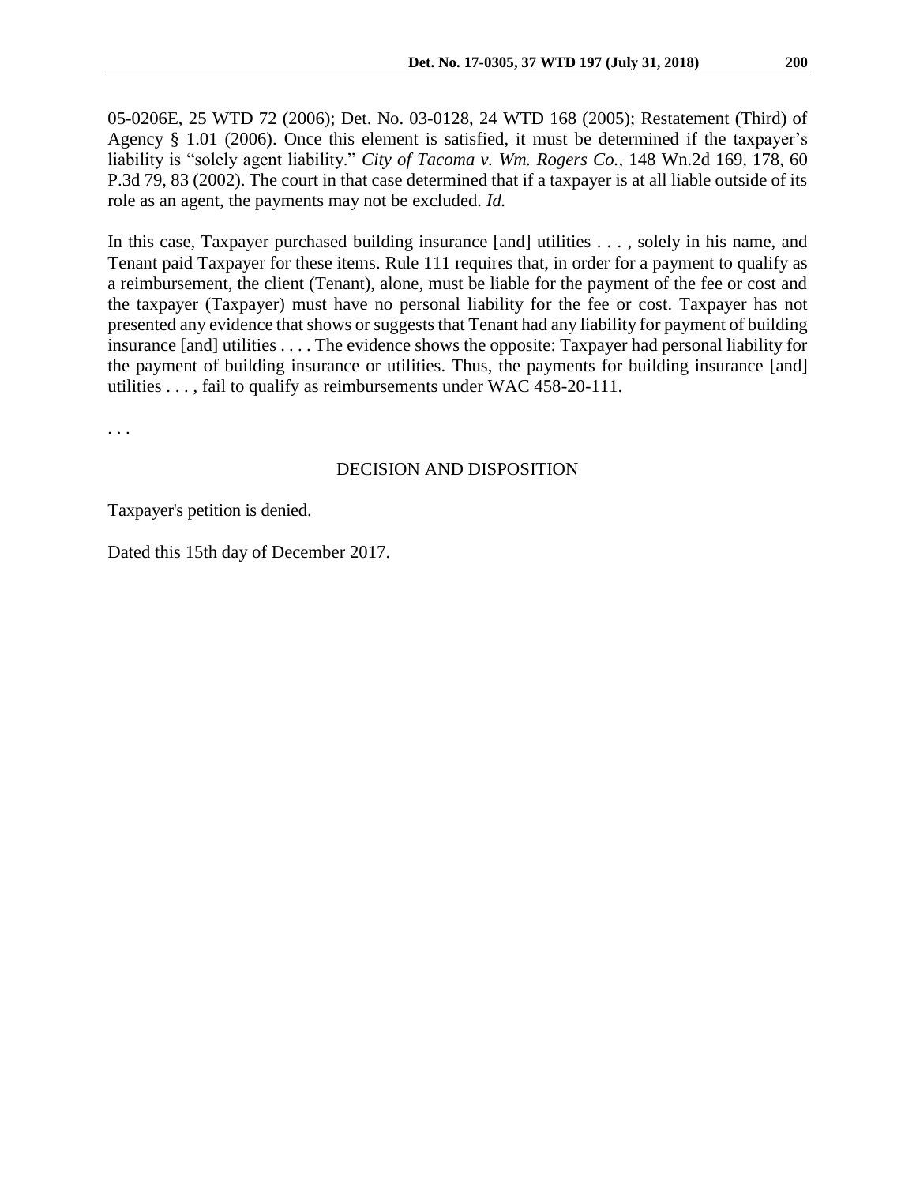05-0206E, 25 WTD 72 (2006); Det. No. 03-0128, 24 WTD 168 (2005); Restatement (Third) of Agency § 1.01 (2006). Once this element is satisfied, it must be determined if the taxpayer's liability is "solely agent liability." *City of Tacoma v. Wm. Rogers Co.*, 148 Wn.2d 169, 178, 60 P.3d 79, 83 (2002). The court in that case determined that if a taxpayer is at all liable outside of its role as an agent, the payments may not be excluded. *Id.*

In this case, Taxpayer purchased building insurance [and] utilities . . . , solely in his name, and Tenant paid Taxpayer for these items. Rule 111 requires that, in order for a payment to qualify as a reimbursement, the client (Tenant), alone, must be liable for the payment of the fee or cost and the taxpayer (Taxpayer) must have no personal liability for the fee or cost. Taxpayer has not presented any evidence that shows or suggests that Tenant had any liability for payment of building insurance [and] utilities . . . . The evidence shows the opposite: Taxpayer had personal liability for the payment of building insurance or utilities. Thus, the payments for building insurance [and] utilities . . . , fail to qualify as reimbursements under WAC 458-20-111.

. . .

## DECISION AND DISPOSITION

Taxpayer's petition is denied.

Dated this 15th day of December 2017.